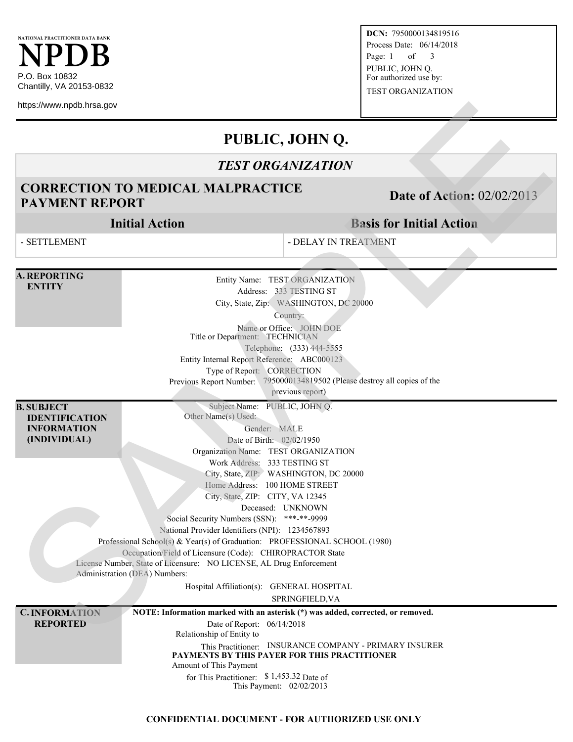NATIONAL PRACTITIONER DATA BANK

# NPDB

P.O. Box 10832
Chantilly, VA 20153-0832

https://www.npdb.hrsa.gov

**DCN:** 7950000134819516
Process Date: 06/14/2018
Page: 1 of 3
PUBLIC, JOHN Q.
For authorized use by:
TEST ORGANIZATION

# PUBLIC, JOHN Q.

## *TEST ORGANIZATION*

## CORRECTION TO MEDICAL MALPRACTICE PAYMENT REPORT

**Date of Action:** 02/02/2013

| Initial Action | Basis for Initial Action |
|---|---|
| - SETTLEMENT | - DELAY IN TREATMENT |

### A. REPORTING ENTITY

Entity Name: TEST ORGANIZATION
Address: 333 TESTING ST
City, State, Zip: WASHINGTON, DC 20000
Country:
Name or Office: JOHN DOE
Title or Department: TECHNICIAN
Telephone: (333) 444-5555
Entity Internal Report Reference: ABC000123
Type of Report: CORRECTION
Previous Report Number: 7950000134819502 (Please destroy all copies of the previous report)

### B. SUBJECT IDENTIFICATION INFORMATION (INDIVIDUAL)

Subject Name: PUBLIC, JOHN Q.
Other Name(s) Used:
Gender: MALE
Date of Birth: 02/02/1950
Organization Name: TEST ORGANIZATION
Work Address: 333 TESTING ST
City, State, ZIP: WASHINGTON, DC 20000
Home Address: 100 HOME STREET
City, State, ZIP: CITY, VA 12345
Deceased: UNKNOWN
Social Security Numbers (SSN): ***-**-9999
National Provider Identifiers (NPI): 1234567893
Professional School(s) & Year(s) of Graduation: PROFESSIONAL SCHOOL (1980)
Occupation/Field of Licensure (Code): CHIROPRACTOR State License Number, State of Licensure: NO LICENSE, AL Drug Enforcement Administration (DEA) Numbers:
Hospital Affiliation(s): GENERAL HOSPITAL SPRINGFIELD,VA

### C. INFORMATION REPORTED

**NOTE: Information marked with an asterisk (*) was added, corrected, or removed.**

Date of Report: 06/14/2018
Relationship of Entity to This Practitioner: INSURANCE COMPANY - PRIMARY INSURER

**PAYMENTS BY THIS PAYER FOR THIS PRACTITIONER**

Amount of This Payment for This Practitioner: $ 1,453.32
Date of This Payment: 02/02/2013

**CONFIDENTIAL DOCUMENT - FOR AUTHORIZED USE ONLY**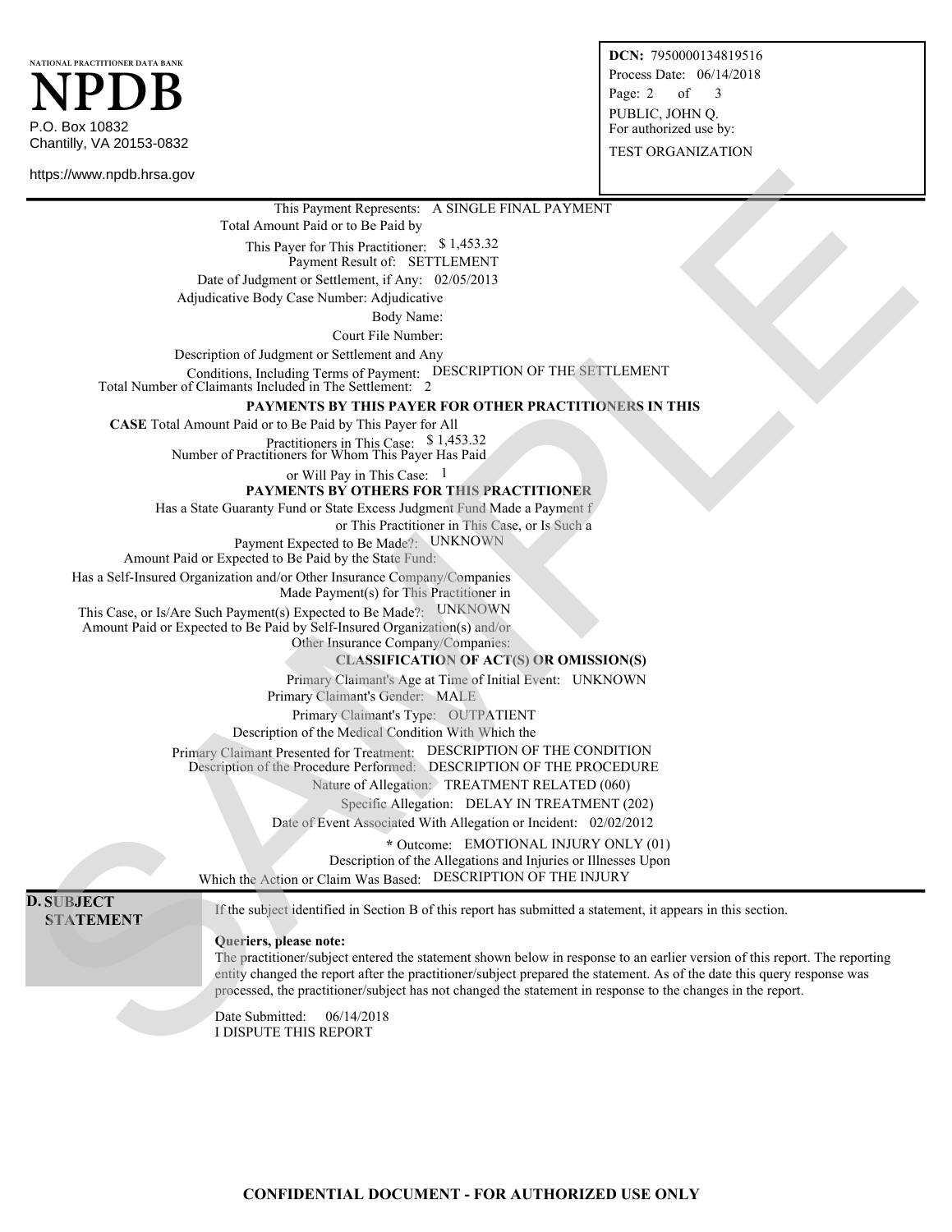NATIONAL PRACTITIONER DATA BANK

# NPDB

P.O. Box 10832
Chantilly, VA 20153-0832

https://www.npdb.hrsa.gov

**DCN:** 7950000134819516
Process Date: 06/14/2018
PUBLIC, JOHN Q.
For authorized use by:
TEST ORGANIZATION

This Payment Represents: A SINGLE FINAL PAYMENT

Total Amount Paid or to Be Paid by This Payer for This Practitioner: $ 1,453.32

Payment Result of: SETTLEMENT

Date of Judgment or Settlement, if Any: 02/05/2013

Adjudicative Body Case Number: Adjudicative Body Name:

Court File Number:

Description of Judgment or Settlement and Any Conditions, Including Terms of Payment: DESCRIPTION OF THE SETTLEMENT

Total Number of Claimants Included in The Settlement: 2

**PAYMENTS BY THIS PAYER FOR OTHER PRACTITIONERS IN THIS CASE**

Total Amount Paid or to Be Paid by This Payer for All Practitioners in This Case: $ 1,453.32

Number of Practitioners for Whom This Payer Has Paid or Will Pay in This Case: 1

**PAYMENTS BY OTHERS FOR THIS PRACTITIONER**

Has a State Guaranty Fund or State Excess Judgment Fund Made a Payment for This Practitioner in This Case, or Is Such a Payment Expected to Be Made?: UNKNOWN

Amount Paid or Expected to Be Paid by the State Fund:

Has a Self-Insured Organization and/or Other Insurance Company/Companies Made Payment(s) for This Practitioner in This Case, or Is/Are Such Payment(s) Expected to Be Made?: UNKNOWN

Amount Paid or Expected to Be Paid by Self-Insured Organization(s) and/or Other Insurance Company/Companies:

**CLASSIFICATION OF ACT(S) OR OMISSION(S)**

Primary Claimant's Age at Time of Initial Event: UNKNOWN

Primary Claimant's Gender: MALE

Primary Claimant's Type: OUTPATIENT

Description of the Medical Condition With Which the Primary Claimant Presented for Treatment: DESCRIPTION OF THE CONDITION

Description of the Procedure Performed: DESCRIPTION OF THE PROCEDURE

Nature of Allegation: TREATMENT RELATED (060)

Specific Allegation: DELAY IN TREATMENT (202)

Date of Event Associated With Allegation or Incident: 02/02/2012

* Outcome: EMOTIONAL INJURY ONLY (01)

Description of the Allegations and Injuries or Illnesses Upon Which the Action or Claim Was Based: DESCRIPTION OF THE INJURY

## D. SUBJECT STATEMENT

If the subject identified in Section B of this report has submitted a statement, it appears in this section.

**Queriers, please note:**
The practitioner/subject entered the statement shown below in response to an earlier version of this report. The reporting entity changed the report after the practitioner/subject prepared the statement. As of the date this query response was processed, the practitioner/subject has not changed the statement in response to the changes in the report.

Date Submitted: 06/14/2018
I DISPUTE THIS REPORT

**CONFIDENTIAL DOCUMENT - FOR AUTHORIZED USE ONLY**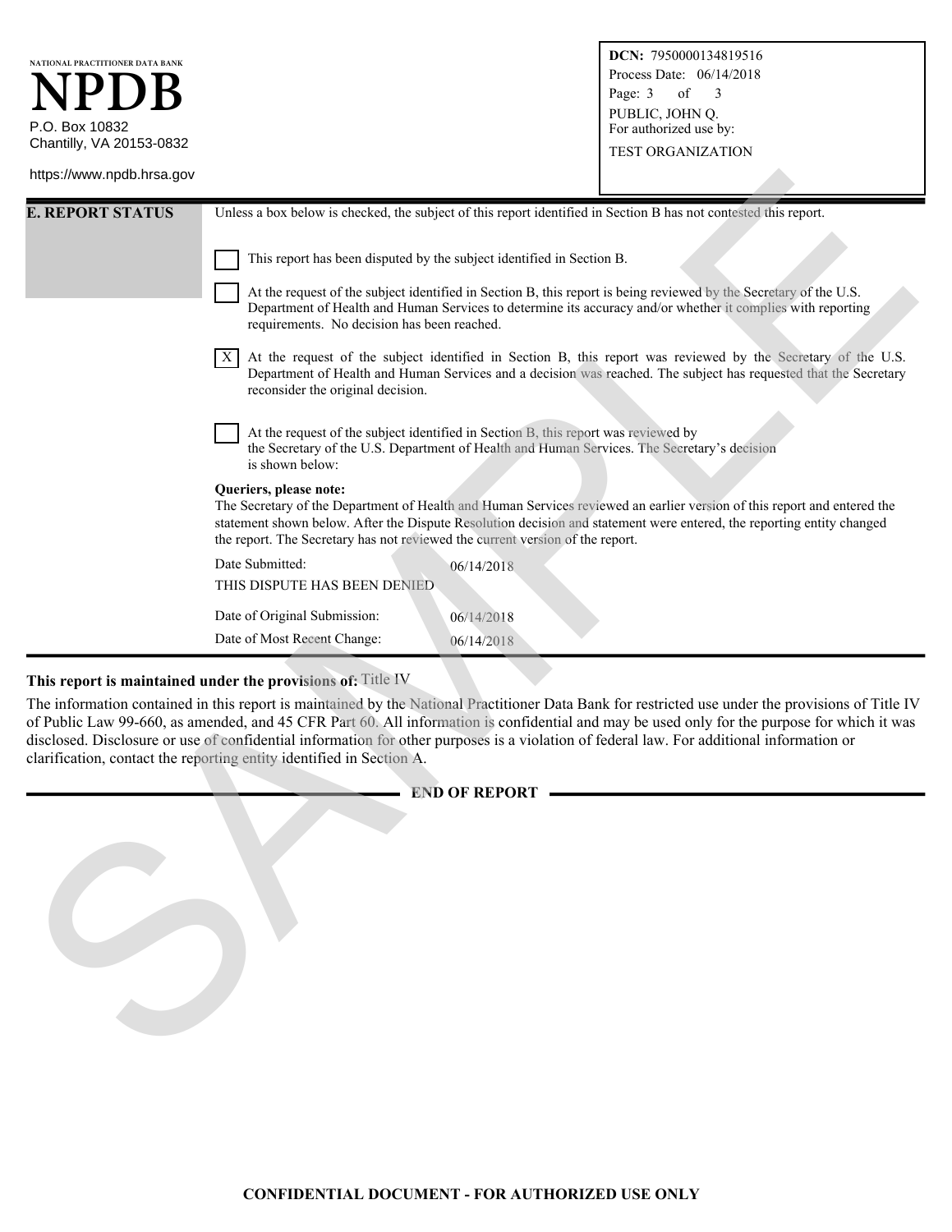NATIONAL PRACTITIONER DATA BANK

# NPDB

P.O. Box 10832
Chantilly, VA 20153-0832

https://www.npdb.hrsa.gov

**DCN:** 7950000134819516
Process Date: 06/14/2018
Page: 3 of 3
PUBLIC, JOHN Q.
For authorized use by:
TEST ORGANIZATION

## E. REPORT STATUS

Unless a box below is checked, the subject of this report identified in Section B has not contested this report.

- [ ] This report has been disputed by the subject identified in Section B.
- [ ] At the request of the subject identified in Section B, this report is being reviewed by the Secretary of the U.S. Department of Health and Human Services to determine its accuracy and/or whether it complies with reporting requirements. No decision has been reached.
- [X] At the request of the subject identified in Section B, this report was reviewed by the Secretary of the U.S. Department of Health and Human Services and a decision was reached. The subject has requested that the Secretary reconsider the original decision.
- [ ] At the request of the subject identified in Section B, this report was reviewed by the Secretary of the U.S. Department of Health and Human Services. The Secretary's decision is shown below:

**Queriers, please note:**
The Secretary of the Department of Health and Human Services reviewed an earlier version of this report and entered the statement shown below. After the Dispute Resolution decision and statement were entered, the reporting entity changed the report. The Secretary has not reviewed the current version of the report.

Date Submitted: 06/14/2018
THIS DISPUTE HAS BEEN DENIED

Date of Original Submission: 06/14/2018
Date of Most Recent Change: 06/14/2018

**This report is maintained under the provisions of:** Title IV

The information contained in this report is maintained by the National Practitioner Data Bank for restricted use under the provisions of Title IV of Public Law 99-660, as amended, and 45 CFR Part 60. All information is confidential and may be used only for the purpose for which it was disclosed. Disclosure or use of confidential information for other purposes is a violation of federal law. For additional information or clarification, contact the reporting entity identified in Section A.

**END OF REPORT**

**CONFIDENTIAL DOCUMENT - FOR AUTHORIZED USE ONLY**